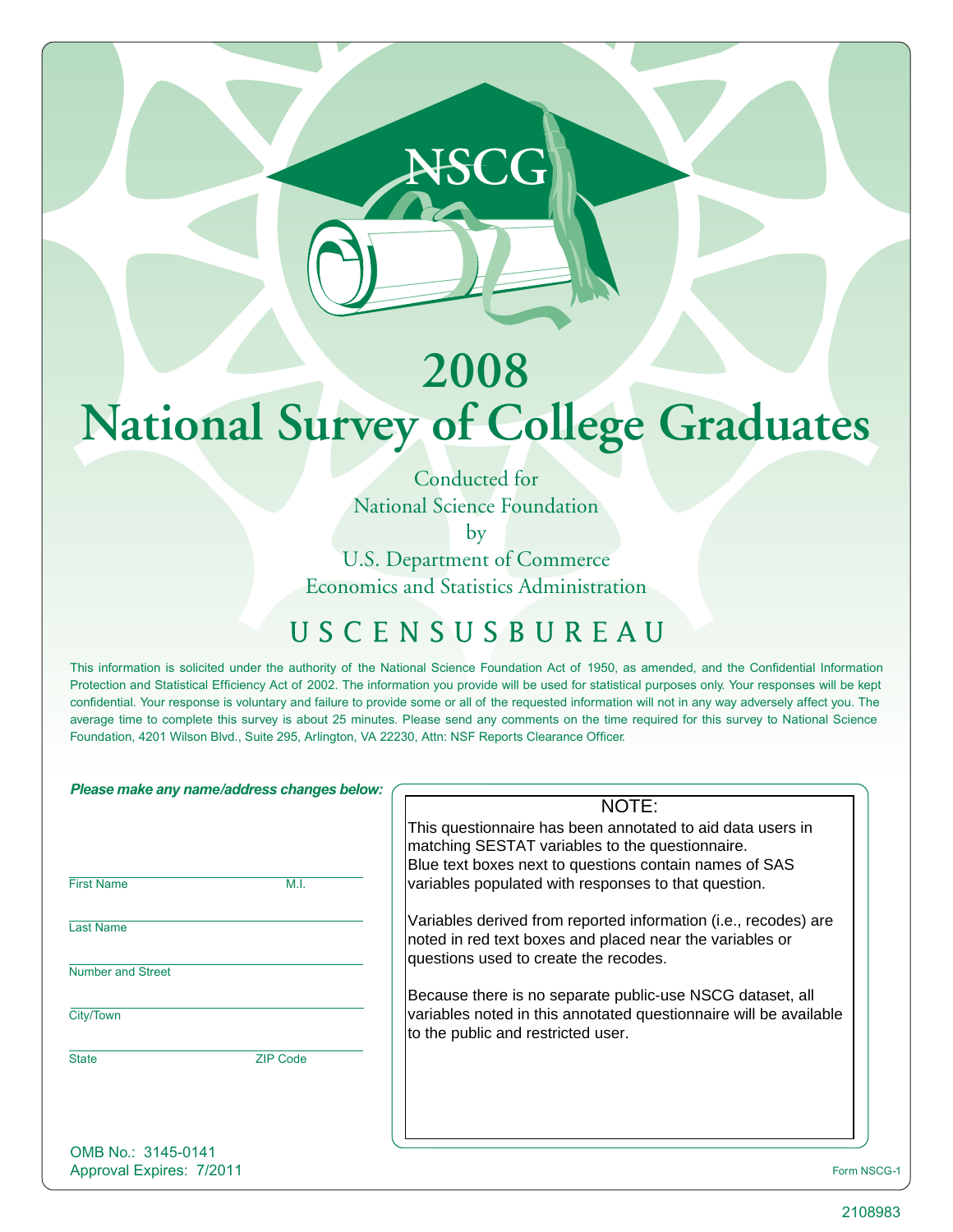# NSCG

# 2008 National Survey of College Graduates

Conducted for
National Science Foundation
by
U.S. Department of Commerce
Economics and Statistics Administration

U S C E N S U S B U R E A U

This information is solicited under the authority of the National Science Foundation Act of 1950, as amended, and the Confidential Information Protection and Statistical Efficiency Act of 2002. The information you provide will be used for statistical purposes only. Your responses will be kept confidential. Your response is voluntary and failure to provide some or all of the requested information will not in any way adversely affect you. The average time to complete this survey is about 25 minutes. Please send any comments on the time required for this survey to National Science Foundation, 4201 Wilson Blvd., Suite 295, Arlington, VA 22230, Attn: NSF Reports Clearance Officer.

***Please make any name/address changes below:***

First Name ______ M.I. ______

Last Name ______

Number and Street ______

City/Town ______

State ______ ZIP Code ______

NOTE:

This questionnaire has been annotated to aid data users in matching SESTAT variables to the questionnaire. Blue text boxes next to questions contain names of SAS variables populated with responses to that question.

Variables derived from reported information (i.e., recodes) are noted in red text boxes and placed near the variables or questions used to create the recodes.

Because there is no separate public-use NSCG dataset, all variables noted in this annotated questionnaire will be available to the public and restricted user.

OMB No.: 3145-0141
Approval Expires: 7/2011

Form NSCG-1

2108983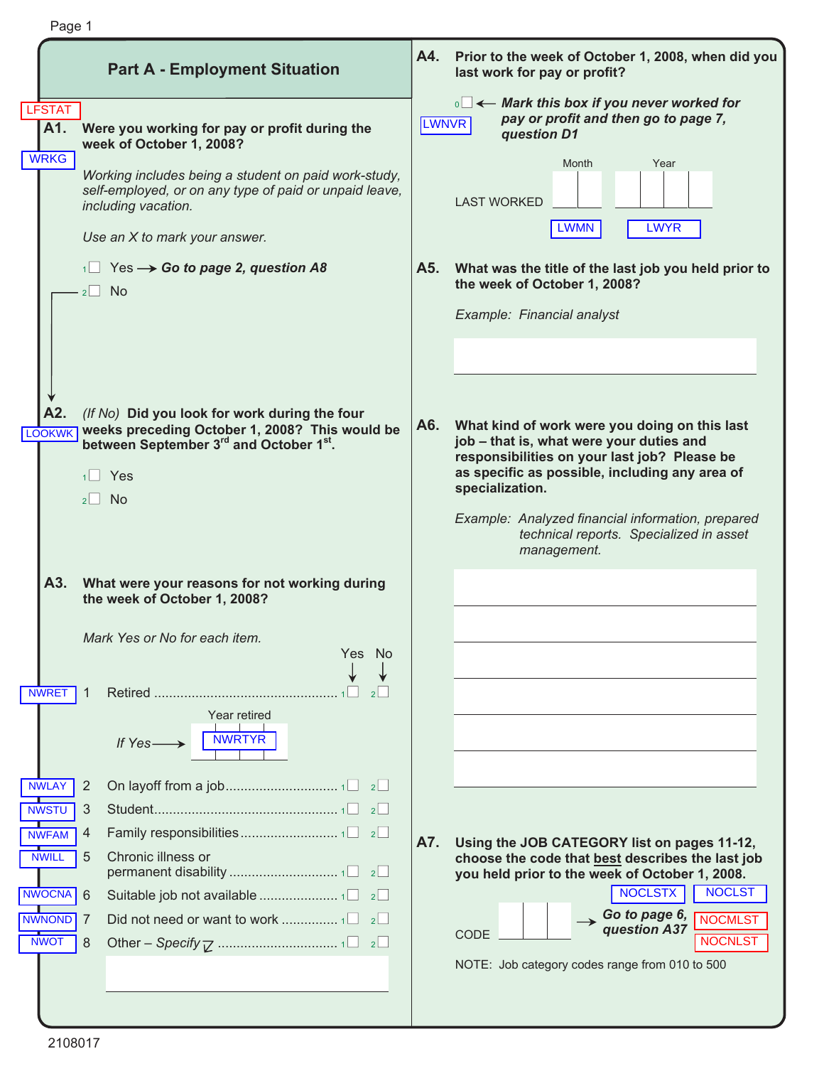## Part A - Employment Situation

LFSTAT

**A1.** **Were you working for pay or profit during the week of October 1, 2008?**

WRKG

*Working includes being a student on paid work-study, self-employed, or on any type of paid or unpaid leave, including vacation.*

*Use an X to mark your answer.*

1☐ Yes → ***Go to page 2, question A8***

2☐ No

**A2.** *(If No)* **Did you look for work during the four weeks preceding October 1, 2008? This would be between September 3rd and October 1st.**

LOOKWK

1☐ Yes

2☐ No

**A3.** **What were your reasons for not working during the week of October 1, 2008?**

*Mark Yes or No for each item.*

| | | | Yes | No |
|---|---|---|---|---|
| NWRET | 1 | Retired | 1☐ | 2☐ |
| | | *If Yes* → Year retired: NWRTYR | | |
| NWLAY | 2 | On layoff from a job | 1☐ | 2☐ |
| NWSTU | 3 | Student | 1☐ | 2☐ |
| NWFAM | 4 | Family responsibilities | 1☐ | 2☐ |
| NWILL | 5 | Chronic illness or permanent disability | 1☐ | 2☐ |
| NWOCNA | 6 | Suitable job not available | 1☐ | 2☐ |
| NWNOND | 7 | Did not need or want to work | 1☐ | 2☐ |
| NWOT | 8 | Other – *Specify* | 1☐ | 2☐ |

**A4.** **Prior to the week of October 1, 2008, when did you last work for pay or profit?**

0☐ ← ***Mark this box if you never worked for pay or profit and then go to page 7, question D1***

LWNVR

LAST WORKED: Month ☐☐ (LWMN) Year ☐☐☐☐ (LWYR)

**A5.** **What was the title of the last job you held prior to the week of October 1, 2008?**

*Example: Financial analyst*

**A6.** **What kind of work were you doing on this last job – that is, what were your duties and responsibilities on your last job? Please be as specific as possible, including any area of specialization.**

*Example: Analyzed financial information, prepared technical reports. Specialized in asset management.*

**A7.** **Using the JOB CATEGORY list on pages 11-12, choose the code that best describes the last job you held prior to the week of October 1, 2008.**

NOCLSTX NOCLST NOCMLST NOCNLST

CODE ☐☐☐ → ***Go to page 6, question A37***

NOTE: Job category codes range from 010 to 500

2108017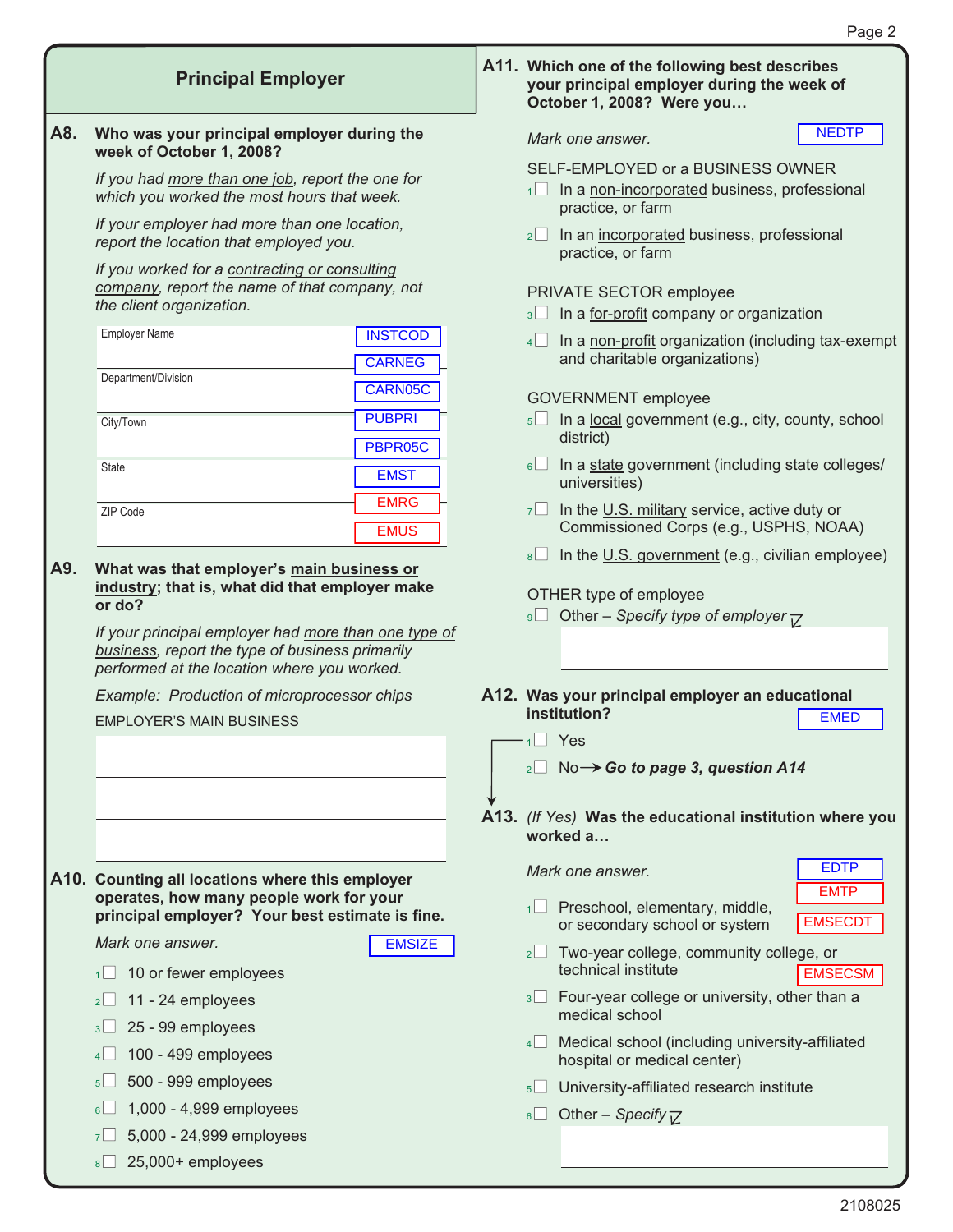## Principal Employer

**A8. Who was your principal employer during the week of October 1, 2008?**

*If you had more than one job, report the one for which you worked the most hours that week.*

*If your employer had more than one location, report the location that employed you.*

*If you worked for a contracting or consulting company, report the name of that company, not the client organization.*

| Field | Codes |
| --- | --- |
| Employer Name | INSTCOD, CARNEG |
| Department/Division | CARN05C |
| City/Town | PUBPRI, PBPR05C |
| State | EMST |
| ZIP Code | EMRG, EMUS |

**A9. What was that employer's main business or industry; that is, what did that employer make or do?**

*If your principal employer had more than one type of business, report the type of business primarily performed at the location where you worked.*

*Example: Production of microprocessor chips*

EMPLOYER'S MAIN BUSINESS

**A10. Counting all locations where this employer operates, how many people work for your principal employer? Your best estimate is fine.**

*Mark one answer.* EMSIZE

1 ☐ 10 or fewer employees
2 ☐ 11 - 24 employees
3 ☐ 25 - 99 employees
4 ☐ 100 - 499 employees
5 ☐ 500 - 999 employees
6 ☐ 1,000 - 4,999 employees
7 ☐ 5,000 - 24,999 employees
8 ☐ 25,000+ employees

**A11. Which one of the following best describes your principal employer during the week of October 1, 2008? Were you…**

*Mark one answer.* NEDTP

SELF-EMPLOYED or a BUSINESS OWNER
1 ☐ In a non-incorporated business, professional practice, or farm
2 ☐ In an incorporated business, professional practice, or farm

PRIVATE SECTOR employee
3 ☐ In a for-profit company or organization
4 ☐ In a non-profit organization (including tax-exempt and charitable organizations)

GOVERNMENT employee
5 ☐ In a local government (e.g., city, county, school district)
6 ☐ In a state government (including state colleges/ universities)
7 ☐ In the U.S. military service, active duty or Commissioned Corps (e.g., USPHS, NOAA)
8 ☐ In the U.S. government (e.g., civilian employee)

OTHER type of employee
9 ☐ Other – *Specify type of employer*

**A12. Was your principal employer an educational institution?** EMED

1 ☐ Yes
2 ☐ No → ***Go to page 3, question A14***

**A13.** *(If Yes)* **Was the educational institution where you worked a…**

*Mark one answer.* EDTP EMTP EMSECDT EMSECSM

1 ☐ Preschool, elementary, middle, or secondary school or system
2 ☐ Two-year college, community college, or technical institute
3 ☐ Four-year college or university, other than a medical school
4 ☐ Medical school (including university-affiliated hospital or medical center)
5 ☐ University-affiliated research institute
6 ☐ Other – *Specify*

2108025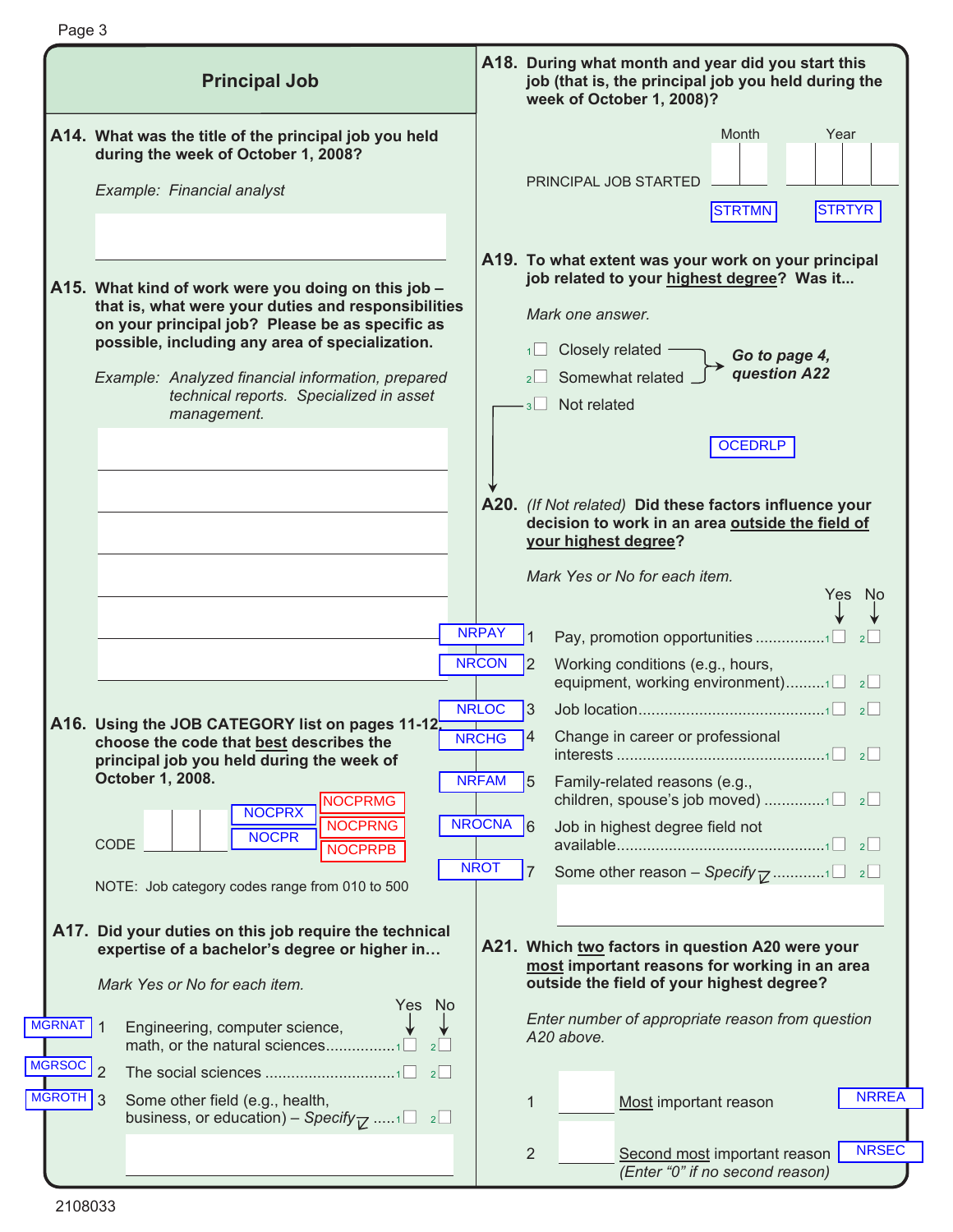## Principal Job

**A14. What was the title of the principal job you held during the week of October 1, 2008?**

*Example: Financial analyst*

**A15. What kind of work were you doing on this job – that is, what were your duties and responsibilities on your principal job? Please be as specific as possible, including any area of specialization.**

*Example: Analyzed financial information, prepared technical reports. Specialized in asset management.*

**A16. Using the JOB CATEGORY list on pages 11-12, choose the code that best describes the principal job you held the week of October 1, 2008.**

CODE [ ][ ][ ] NOCPRX NOCPR NOCPRMG NOCPRNG NOCPRPB

NOTE: Job category codes range from 010 to 500

**A17. Did your duties on this job require the technical expertise of a bachelor's degree or higher in…**

*Mark Yes or No for each item.*

| | | | Yes | No |
|---|---|---|---|---|
| MGRNAT | 1 | Engineering, computer science, math, or the natural sciences | 1 ☐ | 2 ☐ |
| MGRSOC | 2 | The social sciences | 1 ☐ | 2 ☐ |
| MGROTH | 3 | Some other field (e.g., health, business, or education) – *Specify* | 1 ☐ | 2 ☐ |

**A18. During what month and year did you start this job (that is, the principal job you held during the week of October 1, 2008)?**

PRINCIPAL JOB STARTED Month [ ][ ] Year [ ][ ][ ][ ]

STRTMN STRTYR

**A19. To what extent was your work on your principal job related to your highest degree? Was it...**

*Mark one answer.*

1 ☐ Closely related → **Go to page 4, question A22**
2 ☐ Somewhat related → **Go to page 4, question A22**
3 ☐ Not related

OCEDRLP

**A20.** *(If Not related)* **Did these factors influence your decision to work in an area outside the field of your highest degree?**

*Mark Yes or No for each item.*

| | | | Yes | No |
|---|---|---|---|---|
| NRPAY | 1 | Pay, promotion opportunities | 1 ☐ | 2 ☐ |
| NRCON | 2 | Working conditions (e.g., hours, equipment, working environment) | 1 ☐ | 2 ☐ |
| NRLOC | 3 | Job location | 1 ☐ | 2 ☐ |
| NRCHG | 4 | Change in career or professional interests | 1 ☐ | 2 ☐ |
| NRFAM | 5 | Family-related reasons (e.g., children, spouse's job moved) | 1 ☐ | 2 ☐ |
| NROCNA | 6 | Job in highest degree field not available | 1 ☐ | 2 ☐ |
| NROT | 7 | Some other reason – *Specify* | 1 ☐ | 2 ☐ |

**A21. Which two factors in question A20 were your most important reasons for working in an area outside the field of your highest degree?**

*Enter number of appropriate reason from question A20 above.*

1 [ ] Most important reason NRREA

2 [ ] Second most important reason *(Enter "0" if no second reason)* NRSEC

2108033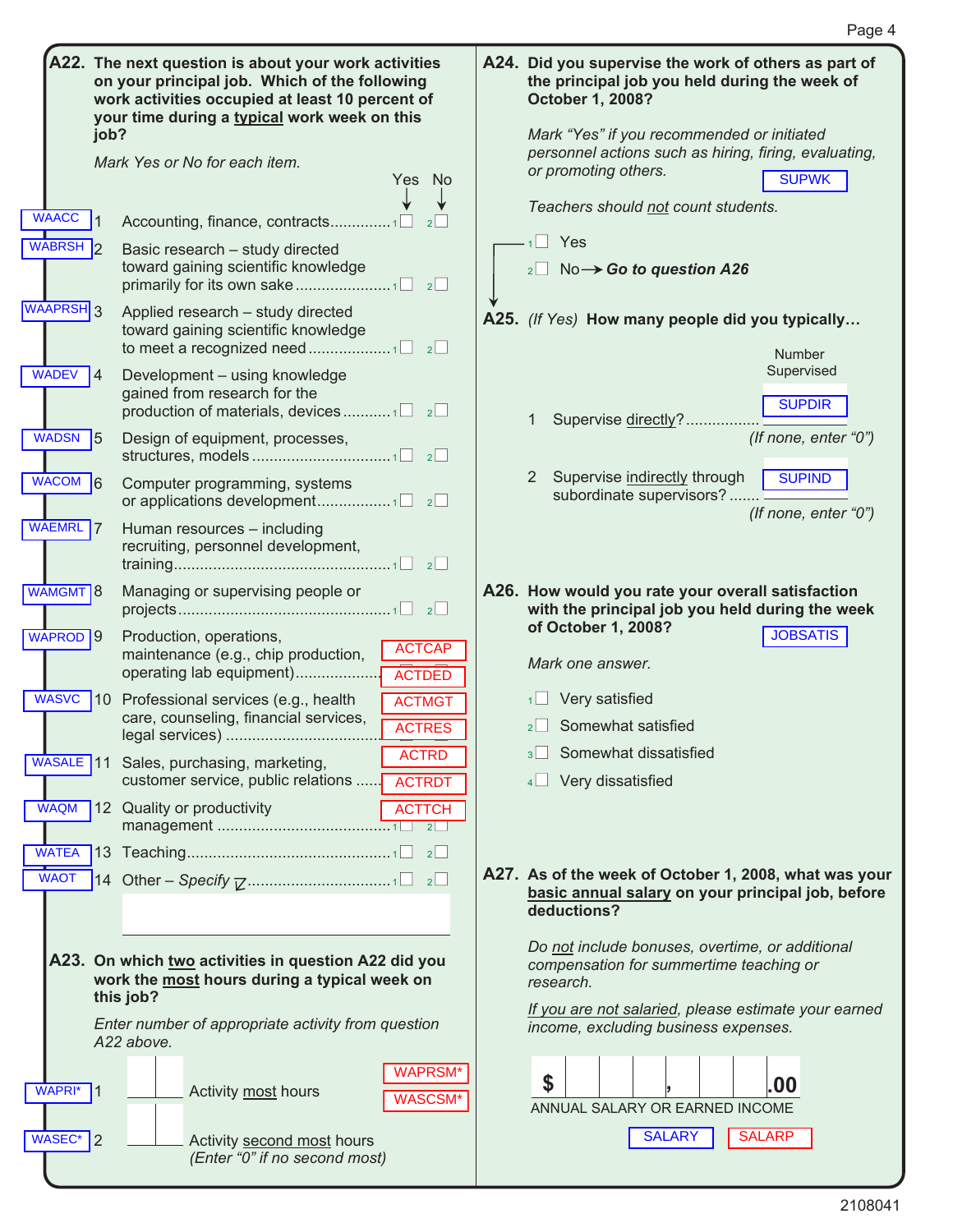**A22. The next question is about your work activities on your principal job. Which of the following work activities occupied at least 10 percent of your time during a typical work week on this job?**

*Mark Yes or No for each item.*

| Variable | # | Activity | Yes | No |
|---|---|---|---|---|
| WAACC | 1 | Accounting, finance, contracts | 1 ☐ | 2 ☐ |
| WABRSH | 2 | Basic research – study directed toward gaining scientific knowledge primarily for its own sake | 1 ☐ | 2 ☐ |
| WAAPRSH | 3 | Applied research – study directed toward gaining scientific knowledge to meet a recognized need | 1 ☐ | 2 ☐ |
| WADEV | 4 | Development – using knowledge gained from research for the production of materials, devices | 1 ☐ | 2 ☐ |
| WADSN | 5 | Design of equipment, processes, structures, models | 1 ☐ | 2 ☐ |
| WACOM | 6 | Computer programming, systems or applications development | 1 ☐ | 2 ☐ |
| WAEMRL | 7 | Human resources – including recruiting, personnel development, training | 1 ☐ | 2 ☐ |
| WAMGMT | 8 | Managing or supervising people or projects | 1 ☐ | 2 ☐ |
| WAPROD | 9 | Production, operations, maintenance (e.g., chip production, operating lab equipment) | 1 ☐ | 2 ☐ |
| WASVC | 10 | Professional services (e.g., health care, counseling, financial services, legal services) | 1 ☐ | 2 ☐ |
| WASALE | 11 | Sales, purchasing, marketing, customer service, public relations | 1 ☐ | 2 ☐ |
| WAQM | 12 | Quality or productivity management | 1 ☐ | 2 ☐ |
| WATEA | 13 | Teaching | 1 ☐ | 2 ☐ |
| WAOT | 14 | Other – *Specify* | 1 ☐ | 2 ☐ |

ACTCAP ACTDED ACTMGT ACTRES ACTRD ACTRDT ACTTCH

**A23. On which two activities in question A22 did you work the most hours during a typical week on this job?**

*Enter number of appropriate activity from question A22 above.*

WAPRSM* WASCSM*

WAPRI* 1 ☐☐ Activity most hours

WASEC* 2 ☐☐ Activity second most hours *(Enter "0" if no second most)*

**A24. Did you supervise the work of others as part of the principal job you held during the week of October 1, 2008?**

*Mark "Yes" if you recommended or initiated personnel actions such as hiring, firing, evaluating, or promoting others.* SUPWK

*Teachers should not count students.*

1 ☐ Yes

2 ☐ No → ***Go to question A26***

**A25.** *(If Yes)* **How many people did you typically…**

| | | Number Supervised |
|---|---|---|
| 1 | Supervise directly? | SUPDIR *(If none, enter "0")* |
| 2 | Supervise indirectly through subordinate supervisors? | SUPIND *(If none, enter "0")* |

**A26. How would you rate your overall satisfaction with the principal job you held during the week of October 1, 2008?** JOBSATIS

*Mark one answer.*

1 ☐ Very satisfied

2 ☐ Somewhat satisfied

3 ☐ Somewhat dissatisfied

4 ☐ Very dissatisfied

**A27. As of the week of October 1, 2008, what was your basic annual salary on your principal job, before deductions?**

*Do not include bonuses, overtime, or additional compensation for summertime teaching or research.*

*If you are not salaried, please estimate your earned income, excluding business expenses.*

$ ☐☐☐ , ☐☐☐ .00

ANNUAL SALARY OR EARNED INCOME

SALARY SALARP

2108041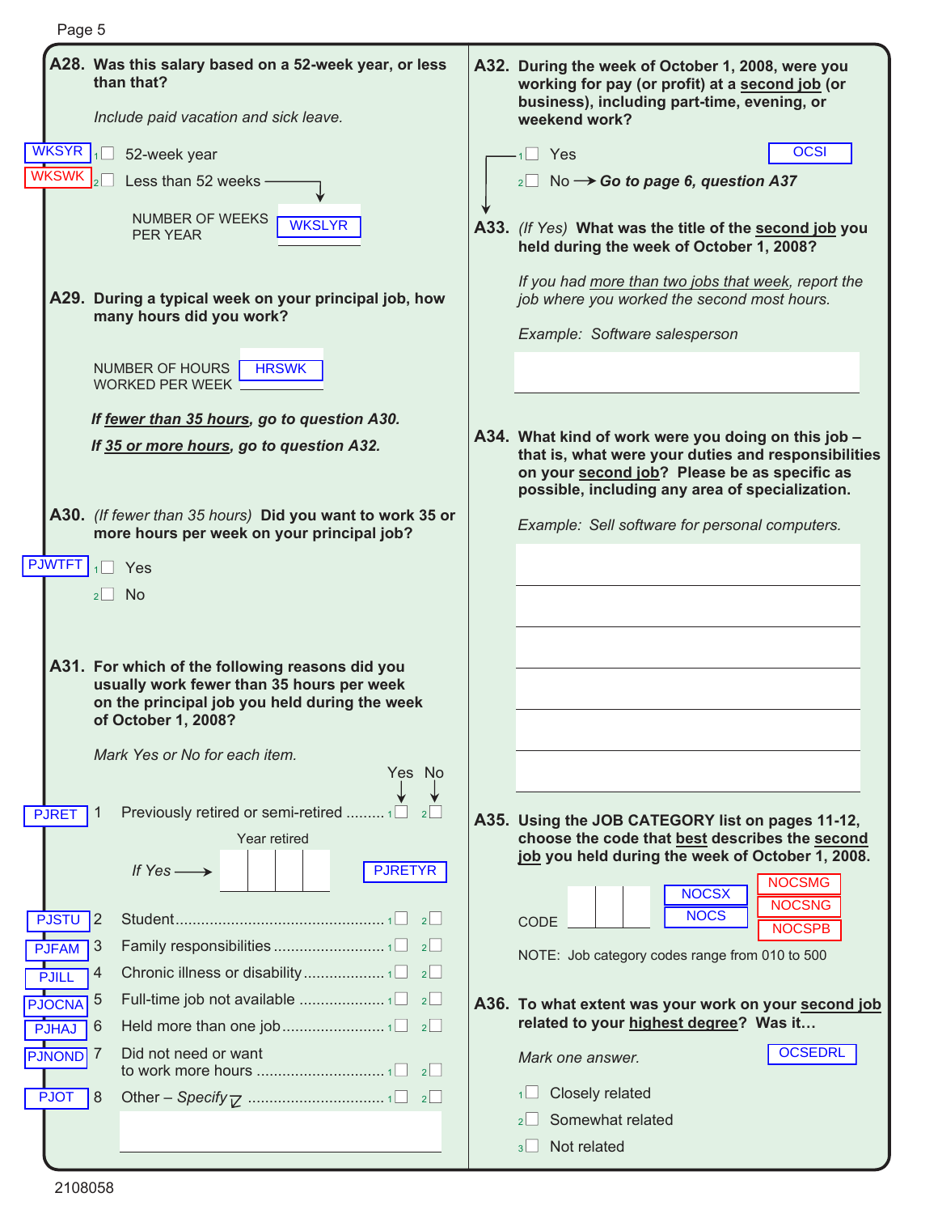**A28. Was this salary based on a 52-week year, or less than that?**

*Include paid vacation and sick leave.*

WKSYR ₁☐ 52-week year

WKSWK ₂☐ Less than 52 weeks →

NUMBER OF WEEKS PER YEAR [WKSLYR]

**A29. During a typical week on your principal job, how many hours did you work?**

NUMBER OF HOURS WORKED PER WEEK [HRSWK]

***If fewer than 35 hours, go to question A30.***

***If 35 or more hours, go to question A32.***

**A30.** *(If fewer than 35 hours)* **Did you want to work 35 or more hours per week on your principal job?**

PJWTFT

₁☐ Yes

₂☐ No

**A31. For which of the following reasons did you usually work fewer than 35 hours per week on the principal job you held during the week of October 1, 2008?**

*Mark Yes or No for each item.*

| | | | Yes | No |
|---|---|---|---|---|
| PJRET | 1 | Previously retired or semi-retired | ₁☐ | ₂☐ |
| | | *If Yes* → Year retired [ ] PJRETYR | | |
| PJSTU | 2 | Student | ₁☐ | ₂☐ |
| PJFAM | 3 | Family responsibilities | ₁☐ | ₂☐ |
| PJILL | 4 | Chronic illness or disability | ₁☐ | ₂☐ |
| PJOCNA | 5 | Full-time job not available | ₁☐ | ₂☐ |
| PJHAJ | 6 | Held more than one job | ₁☐ | ₂☐ |
| PJNOND | 7 | Did not need or want to work more hours | ₁☐ | ₂☐ |
| PJOT | 8 | Other – *Specify* | ₁☐ | ₂☐ |

**A32. During the week of October 1, 2008, were you working for pay (or profit) at a second job (or business), including part-time, evening, or weekend work?**

OCSI

₁☐ Yes

₂☐ No → ***Go to page 6, question A37***

**A33.** *(If Yes)* **What was the title of the second job you held during the week of October 1, 2008?**

*If you had more than two jobs that week, report the job where you worked the second most hours.*

*Example: Software salesperson*

**A34. What kind of work were you doing on this job – that is, what were your duties and responsibilities on your second job? Please be as specific as possible, including any area of specialization.**

*Example: Sell software for personal computers.*

**A35. Using the JOB CATEGORY list on pages 11-12, choose the code that best describes the second job you held during the week of October 1, 2008.**

CODE [ ] NOCSX NOCS NOCSMG NOCSNG NOCSPB

NOTE: Job category codes range from 010 to 500

**A36. To what extent was your work on your second job related to your highest degree? Was it…**

*Mark one answer.*

OCSEDRL

₁☐ Closely related

₂☐ Somewhat related

₃☐ Not related

2108058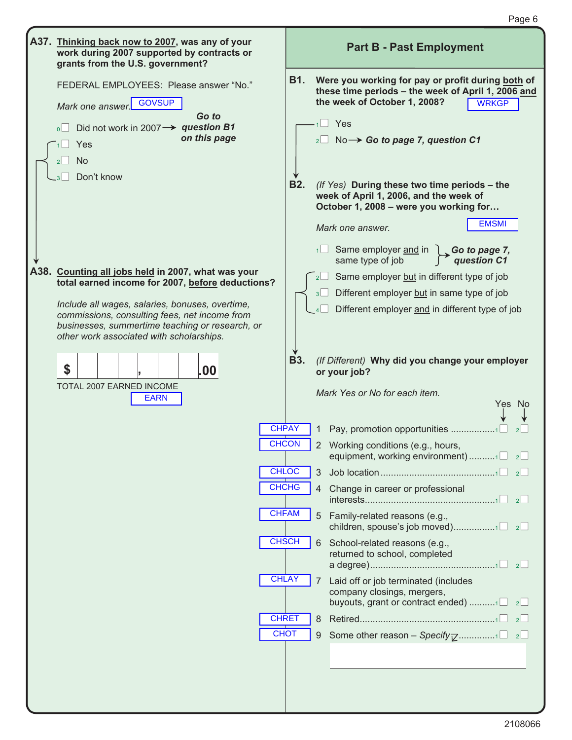**A37. Thinking back now to 2007, was any of your work during 2007 supported by contracts or grants from the U.S. government?**

FEDERAL EMPLOYEES: Please answer "No."

*Mark one answer.* GOVSUP

- 0 ☐ Did not work in 2007 → ***Go to question B1 on this page***
- 1 ☐ Yes
- 2 ☐ No
- 3 ☐ Don't know

**A38. Counting all jobs held in 2007, what was your total earned income for 2007, before deductions?**

*Include all wages, salaries, bonuses, overtime, commissions, consulting fees, net income from businesses, summertime teaching or research, or other work associated with scholarships.*

$ ☐☐☐,☐☐☐.00

TOTAL 2007 EARNED INCOME

EARN

## Part B - Past Employment

**B1. Were you working for pay or profit during both of these time periods – the week of April 1, 2006 and the week of October 1, 2008?** WRKGP

- 1 ☐ Yes
- 2 ☐ No → ***Go to page 7, question C1***

**B2.** *(If Yes)* **During these two time periods – the week of April 1, 2006, and the week of October 1, 2008 – were you working for…**

*Mark one answer.* EMSMI

- 1 ☐ Same employer and in same type of job → ***Go to page 7, question C1***
- 2 ☐ Same employer but in different type of job
- 3 ☐ Different employer but in same type of job
- 4 ☐ Different employer and in different type of job

**B3.** *(If Different)* **Why did you change your employer or your job?**

*Mark Yes or No for each item.*

| Code | # | Reason | Yes | No |
|---|---|---|---|---|
| CHPAY | 1 | Pay, promotion opportunities | 1 ☐ | 2 ☐ |
| CHCON | 2 | Working conditions (e.g., hours, equipment, working environment) | 1 ☐ | 2 ☐ |
| CHLOC | 3 | Job location | 1 ☐ | 2 ☐ |
| CHCHG | 4 | Change in career or professional interests | 1 ☐ | 2 ☐ |
| CHFAM | 5 | Family-related reasons (e.g., children, spouse's job moved) | 1 ☐ | 2 ☐ |
| CHSCH | 6 | School-related reasons (e.g., returned to school, completed a degree) | 1 ☐ | 2 ☐ |
| CHLAY | 7 | Laid off or job terminated (includes company closings, mergers, buyouts, grant or contract ended) | 1 ☐ | 2 ☐ |
| CHRET | 8 | Retired | 1 ☐ | 2 ☐ |
| CHOT | 9 | Some other reason – *Specify* | 1 ☐ | 2 ☐ |

2108066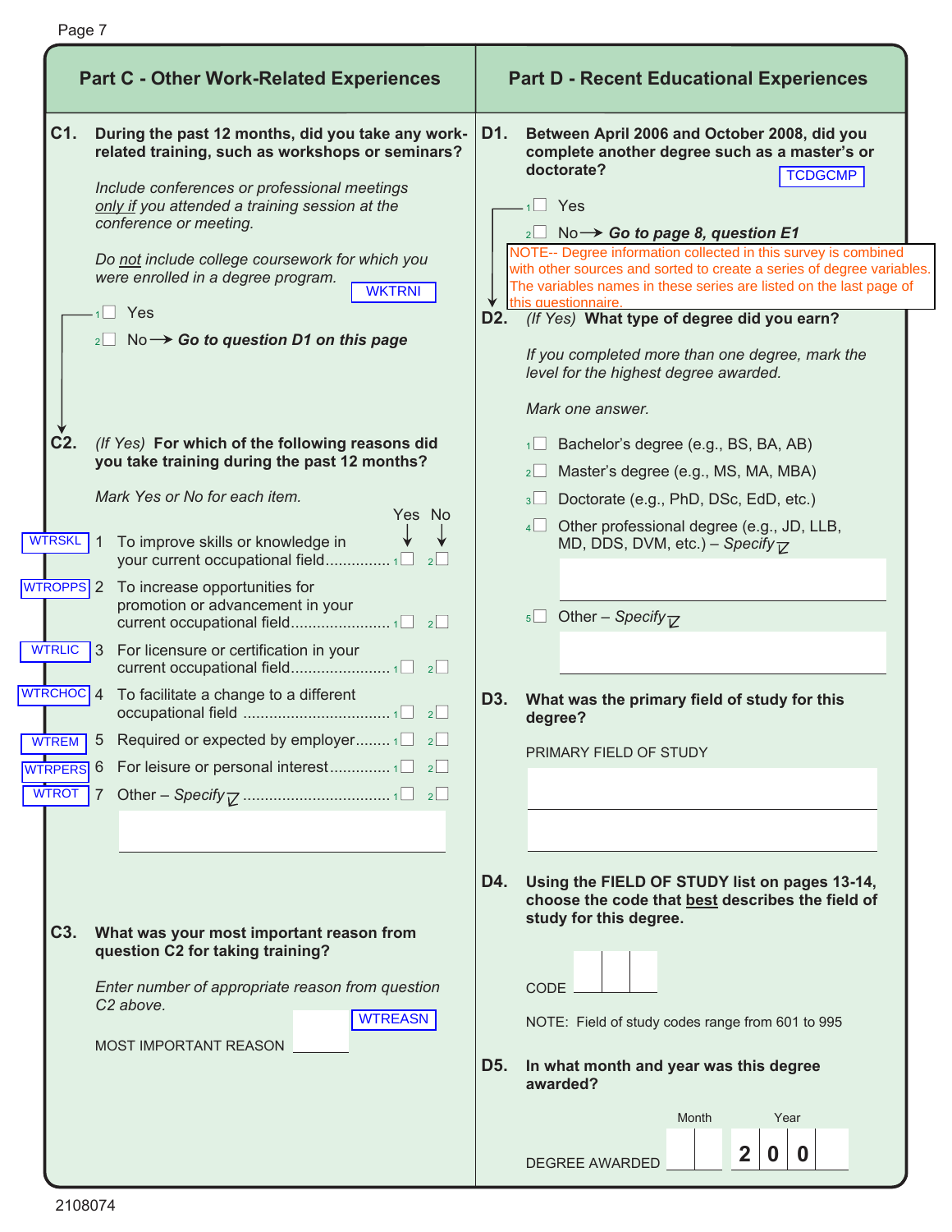## Part C - Other Work-Related Experiences

**C1. During the past 12 months, did you take any work-related training, such as workshops or seminars?**

*Include conferences or professional meetings only if you attended a training session at the conference or meeting.*

*Do not include college coursework for which you were enrolled in a degree program.*

WKTRNI

1 ☐ Yes

2 ☐ No → **Go to question D1 on this page**

**C2.** *(If Yes)* **For which of the following reasons did you take training during the past 12 months?**

*Mark Yes or No for each item.*

| Variable | | Reason | Yes | No |
|---|---|---|---|---|
| WTRSKL | 1 | To improve skills or knowledge in your current occupational field | 1 ☐ | 2 ☐ |
| WTROPPS | 2 | To increase opportunities for promotion or advancement in your current occupational field | 1 ☐ | 2 ☐ |
| WTRLIC | 3 | For licensure or certification in your current occupational field | 1 ☐ | 2 ☐ |
| WTRCHOC | 4 | To facilitate a change to a different occupational field | 1 ☐ | 2 ☐ |
| WTREM | 5 | Required or expected by employer | 1 ☐ | 2 ☐ |
| WTRPERS | 6 | For leisure or personal interest | 1 ☐ | 2 ☐ |
| WTROT | 7 | Other – *Specify* | 1 ☐ | 2 ☐ |

**C3. What was your most important reason from question C2 for taking training?**

*Enter number of appropriate reason from question C2 above.*

WTREASN

MOST IMPORTANT REASON ______

## Part D - Recent Educational Experiences

**D1. Between April 2006 and October 2008, did you complete another degree such as a master's or doctorate?** TCDGCMP

1 ☐ Yes

2 ☐ No → ***Go to page 8, question E1***

NOTE-- Degree information collected in this survey is combined with other sources and sorted to create a series of degree variables. The variables names in these series are listed on the last page of this questionnaire.

**D2.** *(If Yes)* **What type of degree did you earn?**

*If you completed more than one degree, mark the level for the highest degree awarded.*

*Mark one answer.*

1 ☐ Bachelor's degree (e.g., BS, BA, AB)

2 ☐ Master's degree (e.g., MS, MA, MBA)

3 ☐ Doctorate (e.g., PhD, DSc, EdD, etc.)

4 ☐ Other professional degree (e.g., JD, LLB, MD, DDS, DVM, etc.) – *Specify*

5 ☐ Other – *Specify*

**D3. What was the primary field of study for this degree?**

PRIMARY FIELD OF STUDY

**D4. Using the FIELD OF STUDY list on pages 13-14, choose the code that best describes the field of study for this degree.**

CODE ☐☐☐

NOTE: Field of study codes range from 601 to 995

**D5. In what month and year was this degree awarded?**

DEGREE AWARDED Month ☐☐ Year 2 0 0 ☐

2108074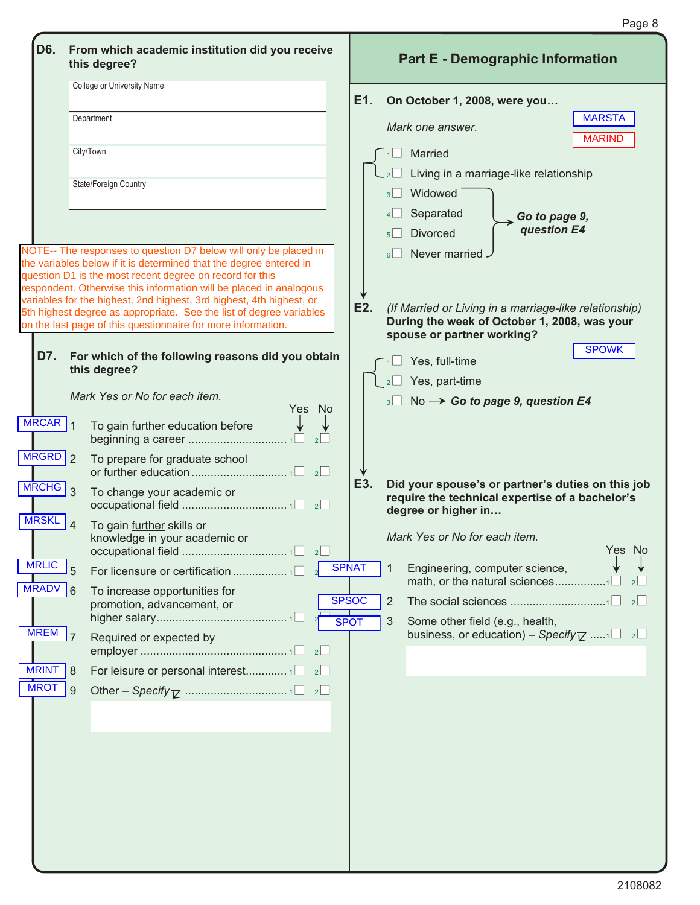**D6. From which academic institution did you receive this degree?**

College or University Name

Department

City/Town

State/Foreign Country

NOTE-- The responses to question D7 below will only be placed in the variables below if it is determined that the degree entered in question D1 is the most recent degree on record for this respondent. Otherwise this information will be placed in analogous variables for the highest, 2nd highest, 3rd highest, 4th highest, or 5th highest degree as appropriate. See the list of degree variables on the last page of this questionnaire for more information.

**D7. For which of the following reasons did you obtain this degree?**

*Mark Yes or No for each item.*

| Variable | | Item | Yes | No |
|---|---|---|---|---|
| MRCAR | 1 | To gain further education before beginning a career | 1 ☐ | 2 ☐ |
| MRGRD | 2 | To prepare for graduate school or further education | 1 ☐ | 2 ☐ |
| MRCHG | 3 | To change your academic or occupational field | 1 ☐ | 2 ☐ |
| MRSKL | 4 | To gain further skills or knowledge in your academic or occupational field | 1 ☐ | 2 ☐ |
| MRLIC | 5 | For licensure or certification | 1 ☐ | 2 ☐ |
| MRADV | 6 | To increase opportunities for promotion, advancement, or higher salary | 1 ☐ | 2 ☐ |
| MREM | 7 | Required or expected by employer | 1 ☐ | 2 ☐ |
| MRINT | 8 | For leisure or personal interest | 1 ☐ | 2 ☐ |
| MROT | 9 | Other – *Specify* | 1 ☐ | 2 ☐ |

## Part E - Demographic Information

**E1. On October 1, 2008, were you…**

MARSTA MARIND

*Mark one answer.*

- 1 ☐ Married
- 2 ☐ Living in a marriage-like relationship
- 3 ☐ Widowed
- 4 ☐ Separated
- 5 ☐ Divorced
- 6 ☐ Never married

(Widowed, Separated, Divorced, Never married → ***Go to page 9, question E4***)

**E2.** *(If Married or Living in a marriage-like relationship)* **During the week of October 1, 2008, was your spouse or partner working?**

SPOWK

- 1 ☐ Yes, full-time
- 2 ☐ Yes, part-time
- 3 ☐ No → ***Go to page 9, question E4***

**E3. Did your spouse's or partner's duties on this job require the technical expertise of a bachelor's degree or higher in…**

*Mark Yes or No for each item.*

| Variable | | Item | Yes | No |
|---|---|---|---|---|
| SPNAT | 1 | Engineering, computer science, math, or the natural sciences | 1 ☐ | 2 ☐ |
| SPSOC | 2 | The social sciences | 1 ☐ | 2 ☐ |
| SPOT | 3 | Some other field (e.g., health, business, or education) – *Specify* | 1 ☐ | 2 ☐ |

2108082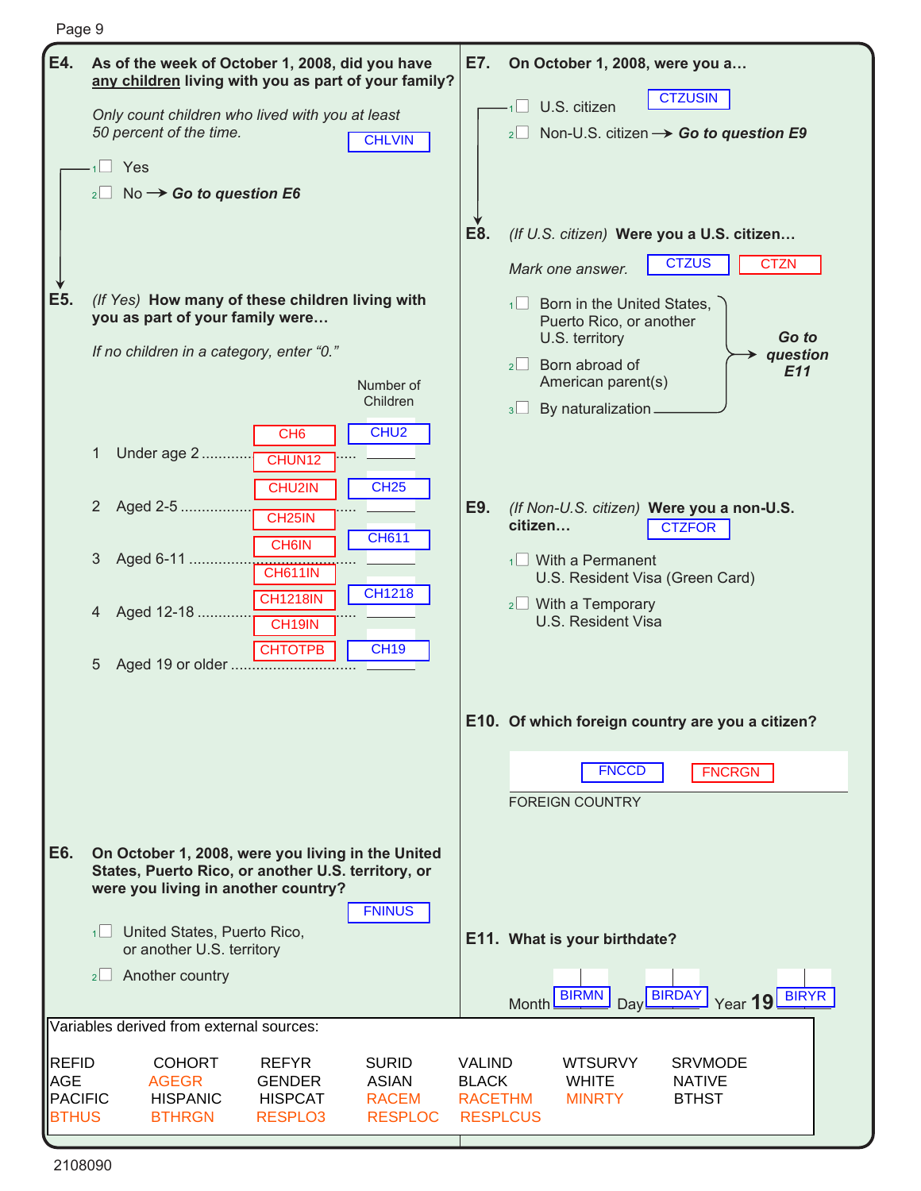**E4. As of the week of October 1, 2008, did you have any children living with you as part of your family?**

*Only count children who lived with you at least 50 percent of the time.*

CHLVIN

1 ☐ Yes

2 ☐ No → ***Go to question E6***

**E5.** *(If Yes)* **How many of these children living with you as part of your family were…**

*If no children in a category, enter "0."*

| | | Number of Children |
|---|---|---|
| 1 Under age 2 | CH6 CHUN12 | CHU2 |
| 2 Aged 2-5 | CHU2IN CH25IN | CH25 |
| 3 Aged 6-11 | CH6IN CH611IN | CH611 |
| 4 Aged 12-18 | CH1218IN CH19IN | CH1218 |
| 5 Aged 19 or older | CHTOTPB | CH19 |

**E6. On October 1, 2008, were you living in the United States, Puerto Rico, or another U.S. territory, or were you living in another country?**

FNINUS

1 ☐ United States, Puerto Rico, or another U.S. territory

2 ☐ Another country

**E7. On October 1, 2008, were you a…**

CTZUSIN

1 ☐ U.S. citizen

2 ☐ Non-U.S. citizen → ***Go to question E9***

**E8.** *(If U.S. citizen)* **Were you a U.S. citizen…**

*Mark one answer.* CTZUS CTZN

1 ☐ Born in the United States, Puerto Rico, or another U.S. territory

2 ☐ Born abroad of American parent(s)

3 ☐ By naturalization

→ ***Go to question E11***

**E9.** *(If Non-U.S. citizen)* **Were you a non-U.S. citizen…**

CTZFOR

1 ☐ With a Permanent U.S. Resident Visa (Green Card)

2 ☐ With a Temporary U.S. Resident Visa

**E10. Of which foreign country are you a citizen?**

FNCCD FNCRGN

FOREIGN COUNTRY

**E11. What is your birthdate?**

Month BIRMN Day BIRDAY Year 19 BIRYR

Variables derived from external sources:

| | | | | | | |
|---|---|---|---|---|---|---|
| REFID | COHORT | REFYR | SURID | VALIND | WTSURVY | SRVMODE |
| AGE | AGEGR | GENDER | ASIAN | BLACK | WHITE | NATIVE |
| PACIFIC | HISPANIC | HISPCAT | RACEM | RACETHM | MINRTY | BTHST |
| BTHUS | BTHRGN | RESPLO3 | RESPLOC | RESPLCUS | | |

2108090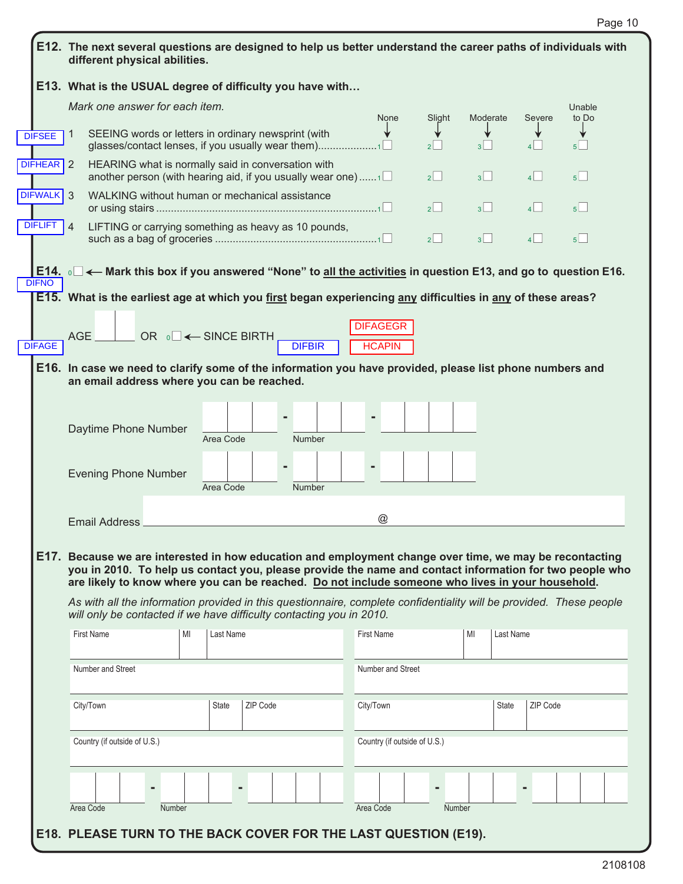**E12. The next several questions are designed to help us better understand the career paths of individuals with different physical abilities.**

**E13. What is the USUAL degree of difficulty you have with…**

*Mark one answer for each item.*

| Variable | Item | None | Slight | Moderate | Severe | Unable to Do |
|---|---|---|---|---|---|---|
| DIFSEE | 1 SEEING words or letters in ordinary newsprint (with glasses/contact lenses, if you usually wear them) | 1 ☐ | 2 ☐ | 3 ☐ | 4 ☐ | 5 ☐ |
| DIFHEAR | 2 HEARING what is normally said in conversation with another person (with hearing aid, if you usually wear one) | 1 ☐ | 2 ☐ | 3 ☐ | 4 ☐ | 5 ☐ |
| DIFWALK | 3 WALKING without human or mechanical assistance or using stairs | 1 ☐ | 2 ☐ | 3 ☐ | 4 ☐ | 5 ☐ |
| DIFLIFT | 4 LIFTING or carrying something as heavy as 10 pounds, such as a bag of groceries | 1 ☐ | 2 ☐ | 3 ☐ | 4 ☐ | 5 ☐ |

**E14.** 0 ☐ ← **Mark this box if you answered "None" to all the activities in question E13, and go to question E16.**

DIFNO

**E15. What is the earliest age at which you first began experiencing any difficulties in any of these areas?**

DIFAGE AGE ☐☐ OR 0 ☐ ← SINCE BIRTH DIFBIR

DIFAGEGR

HCAPIN

**E16. In case we need to clarify some of the information you have provided, please list phone numbers and an email address where you can be reached.**

Daytime Phone Number ☐☐☐ - ☐☐☐ - ☐☐☐☐
(Area Code) (Number)

Evening Phone Number ☐☐☐ - ☐☐☐ - ☐☐☐☐
(Area Code) (Number)

Email Address ________________ @ ________________

**E17. Because we are interested in how education and employment change over time, we may be recontacting you in 2010. To help us contact you, please provide the name and contact information for two people who are likely to know where you can be reached. Do not include someone who lives in your household.**

*As with all the information provided in this questionnaire, complete confidentiality will be provided. These people will only be contacted if we have difficulty contacting you in 2010.*

| Contact 1 | Contact 2 |
|---|---|
| First Name / MI / Last Name | First Name / MI / Last Name |
| Number and Street | Number and Street |
| City/Town / State / ZIP Code | City/Town / State / ZIP Code |
| Country (if outside of U.S.) | Country (if outside of U.S.) |
| Area Code - Number | Area Code - Number |

**E18. PLEASE TURN TO THE BACK COVER FOR THE LAST QUESTION (E19).**

2108108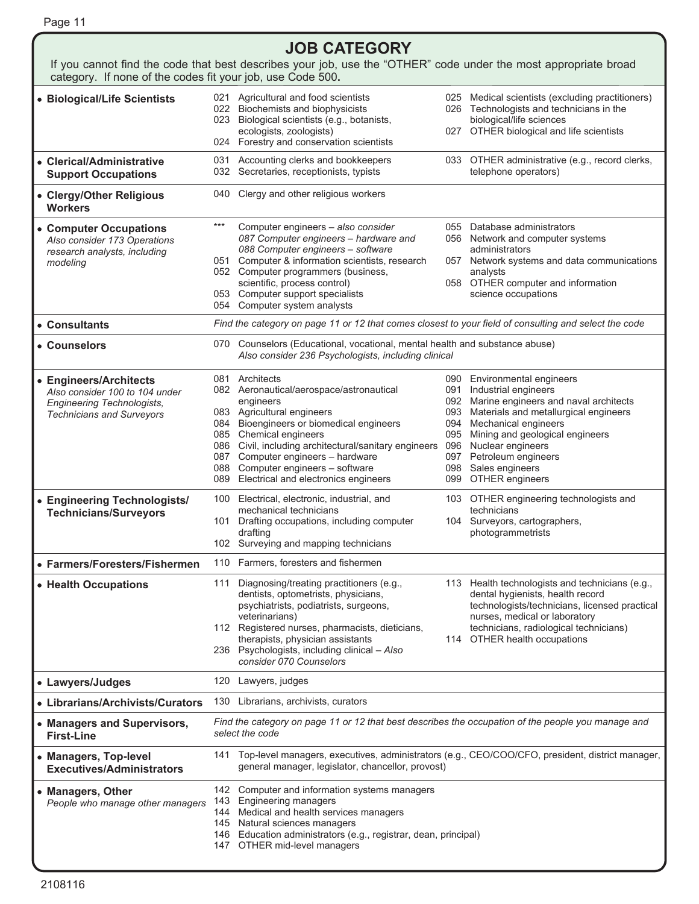# JOB CATEGORY

If you cannot find the code that best describes your job, use the "OTHER" code under the most appropriate broad category. If none of the codes fit your job, use Code 500**.**

| Category | Codes | |
|---|---|---|
| • **Biological/Life Scientists** | 021 Agricultural and food scientists<br>022 Biochemists and biophysicists<br>023 Biological scientists (e.g., botanists, ecologists, zoologists)<br>024 Forestry and conservation scientists | 025 Medical scientists (excluding practitioners)<br>026 Technologists and technicians in the biological/life sciences<br>027 OTHER biological and life scientists |
| • **Clerical/Administrative Support Occupations** | 031 Accounting clerks and bookkeepers<br>032 Secretaries, receptionists, typists | 033 OTHER administrative (e.g., record clerks, telephone operators) |
| • **Clergy/Other Religious Workers** | 040 Clergy and other religious workers | |
| • **Computer Occupations**<br>*Also consider 173 Operations research analysts, including modeling* | *** Computer engineers – *also consider 087 Computer engineers – hardware and 088 Computer engineers – software*<br>051 Computer & information scientists, research<br>052 Computer programmers (business, scientific, process control)<br>053 Computer support specialists<br>054 Computer system analysts | 055 Database administrators<br>056 Network and computer systems administrators<br>057 Network systems and data communications analysts<br>058 OTHER computer and information science occupations |
| • **Consultants** | *Find the category on page 11 or 12 that comes closest to your field of consulting and select the code* | |
| • **Counselors** | 070 Counselors (Educational, vocational, mental health and substance abuse)<br>*Also consider 236 Psychologists, including clinical* | |
| • **Engineers/Architects**<br>*Also consider 100 to 104 under Engineering Technologists, Technicians and Surveyors* | 081 Architects<br>082 Aeronautical/aerospace/astronautical engineers<br>083 Agricultural engineers<br>084 Bioengineers or biomedical engineers<br>085 Chemical engineers<br>086 Civil, including architectural/sanitary engineers<br>087 Computer engineers – hardware<br>088 Computer engineers – software<br>089 Electrical and electronics engineers | 090 Environmental engineers<br>091 Industrial engineers<br>092 Marine engineers and naval architects<br>093 Materials and metallurgical engineers<br>094 Mechanical engineers<br>095 Mining and geological engineers<br>096 Nuclear engineers<br>097 Petroleum engineers<br>098 Sales engineers<br>099 OTHER engineers |
| • **Engineering Technologists/ Technicians/Surveyors** | 100 Electrical, electronic, industrial, and mechanical technicians<br>101 Drafting occupations, including computer drafting<br>102 Surveying and mapping technicians | 103 OTHER engineering technologists and technicians<br>104 Surveyors, cartographers, photogrammetrists |
| • **Farmers/Foresters/Fishermen** | 110 Farmers, foresters and fishermen | |
| • **Health Occupations** | 111 Diagnosing/treating practitioners (e.g., dentists, optometrists, physicians, psychiatrists, podiatrists, surgeons, veterinarians)<br>112 Registered nurses, pharmacists, dieticians, therapists, physician assistants<br>236 Psychologists, including clinical – *Also consider 070 Counselors* | 113 Health technologists and technicians (e.g., dental hygienists, health record technologists/technicians, licensed practical nurses, medical or laboratory technicians, radiological technicians)<br>114 OTHER health occupations |
| • **Lawyers/Judges** | 120 Lawyers, judges | |
| • **Librarians/Archivists/Curators** | 130 Librarians, archivists, curators | |
| • **Managers and Supervisors, First-Line** | *Find the category on page 11 or 12 that best describes the occupation of the people you manage and select the code* | |
| • **Managers, Top-level Executives/Administrators** | 141 Top-level managers, executives, administrators (e.g., CEO/COO/CFO, president, district manager, general manager, legislator, chancellor, provost) | |
| • **Managers, Other**<br>*People who manage other managers* | 142 Computer and information systems managers<br>143 Engineering managers<br>144 Medical and health services managers<br>145 Natural sciences managers<br>146 Education administrators (e.g., registrar, dean, principal)<br>147 OTHER mid-level managers | |

2108116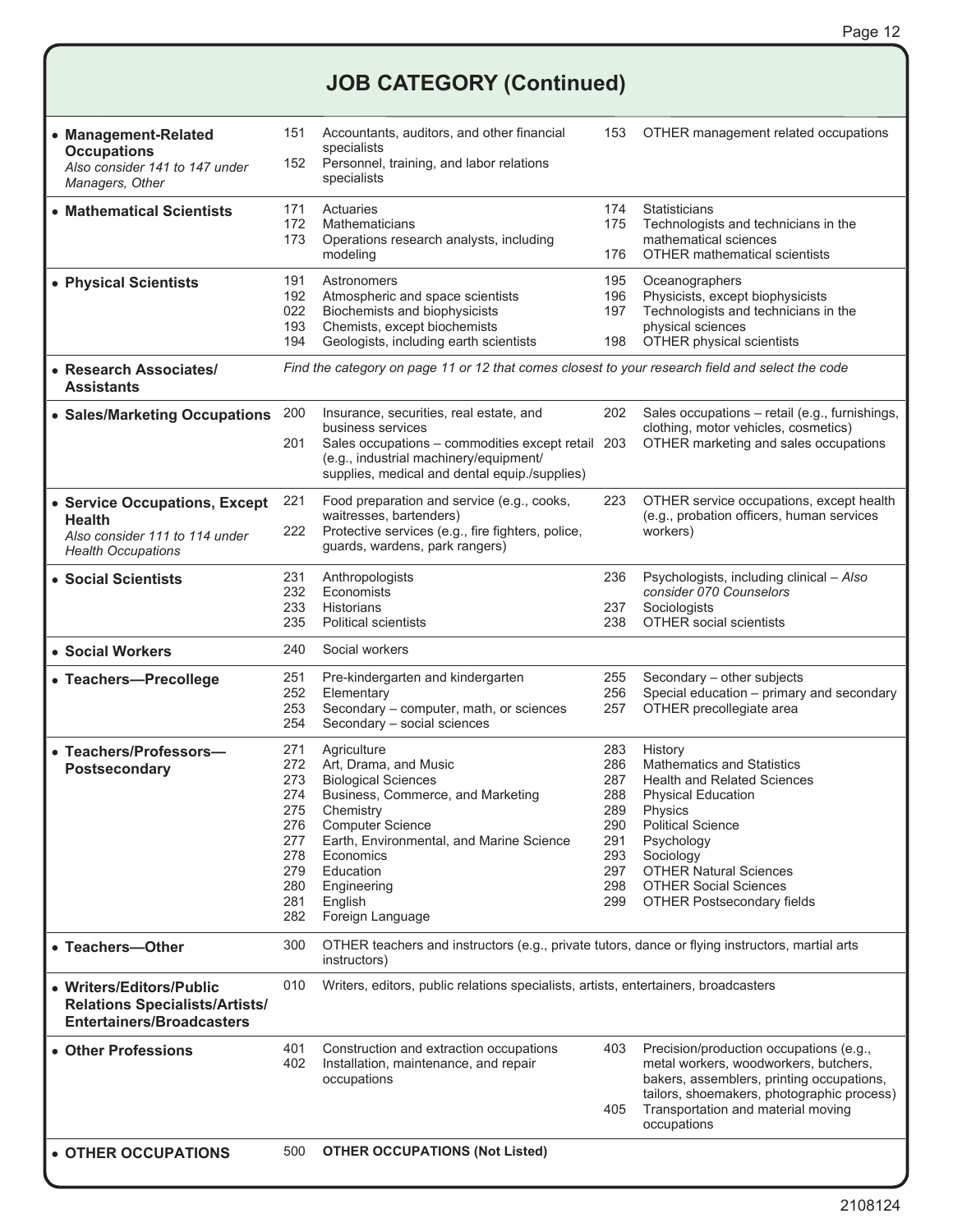# JOB CATEGORY (Continued)

| Category | Code | Occupation | Code | Occupation |
|---|---|---|---|---|
| • **Management-Related Occupations** *Also consider 141 to 147 under Managers, Other* | 151 | Accountants, auditors, and other financial specialists | 153 | OTHER management related occupations |
| | 152 | Personnel, training, and labor relations specialists | | |
| • **Mathematical Scientists** | 171 | Actuaries | 174 | Statisticians |
| | 172 | Mathematicians | 175 | Technologists and technicians in the mathematical sciences |
| | 173 | Operations research analysts, including modeling | 176 | OTHER mathematical scientists |
| • **Physical Scientists** | 191 | Astronomers | 195 | Oceanographers |
| | 192 | Atmospheric and space scientists | 196 | Physicists, except biophysicists |
| | 022 | Biochemists and biophysicists | 197 | Technologists and technicians in the physical sciences |
| | 193 | Chemists, except biochemists | | |
| | 194 | Geologists, including earth scientists | 198 | OTHER physical scientists |
| • **Research Associates/ Assistants** | | *Find the category on page 11 or 12 that comes closest to your research field and select the code* | | |
| • **Sales/Marketing Occupations** | 200 | Insurance, securities, real estate, and business services | 202 | Sales occupations – retail (e.g., furnishings, clothing, motor vehicles, cosmetics) |
| | 201 | Sales occupations – commodities except retail (e.g., industrial machinery/equipment/ supplies, medical and dental equip./supplies) | 203 | OTHER marketing and sales occupations |
| • **Service Occupations, Except Health** *Also consider 111 to 114 under Health Occupations* | 221 | Food preparation and service (e.g., cooks, waitresses, bartenders) | 223 | OTHER service occupations, except health (e.g., probation officers, human services workers) |
| | 222 | Protective services (e.g., fire fighters, police, guards, wardens, park rangers) | | |
| • **Social Scientists** | 231 | Anthropologists | 236 | Psychologists, including clinical – *Also consider 070 Counselors* |
| | 232 | Economists | | |
| | 233 | Historians | 237 | Sociologists |
| | 235 | Political scientists | 238 | OTHER social scientists |
| • **Social Workers** | 240 | Social workers | | |
| • **Teachers—Precollege** | 251 | Pre-kindergarten and kindergarten | 255 | Secondary – other subjects |
| | 252 | Elementary | 256 | Special education – primary and secondary |
| | 253 | Secondary – computer, math, or sciences | 257 | OTHER precollegiate area |
| | 254 | Secondary – social sciences | | |
| • **Teachers/Professors—Postsecondary** | 271 | Agriculture | 283 | History |
| | 272 | Art, Drama, and Music | 286 | Mathematics and Statistics |
| | 273 | Biological Sciences | 287 | Health and Related Sciences |
| | 274 | Business, Commerce, and Marketing | 288 | Physical Education |
| | 275 | Chemistry | 289 | Physics |
| | 276 | Computer Science | 290 | Political Science |
| | 277 | Earth, Environmental, and Marine Science | 291 | Psychology |
| | 278 | Economics | 293 | Sociology |
| | 279 | Education | 297 | OTHER Natural Sciences |
| | 280 | Engineering | 298 | OTHER Social Sciences |
| | 281 | English | 299 | OTHER Postsecondary fields |
| | 282 | Foreign Language | | |
| • **Teachers—Other** | 300 | OTHER teachers and instructors (e.g., private tutors, dance or flying instructors, martial arts instructors) | | |
| • **Writers/Editors/Public Relations Specialists/Artists/ Entertainers/Broadcasters** | 010 | Writers, editors, public relations specialists, artists, entertainers, broadcasters | | |
| • **Other Professions** | 401 | Construction and extraction occupations | 403 | Precision/production occupations (e.g., metal workers, woodworkers, butchers, bakers, assemblers, printing occupations, tailors, shoemakers, photographic process) |
| | 402 | Installation, maintenance, and repair occupations | 405 | Transportation and material moving occupations |
| • **OTHER OCCUPATIONS** | 500 | **OTHER OCCUPATIONS (Not Listed)** | | |

2108124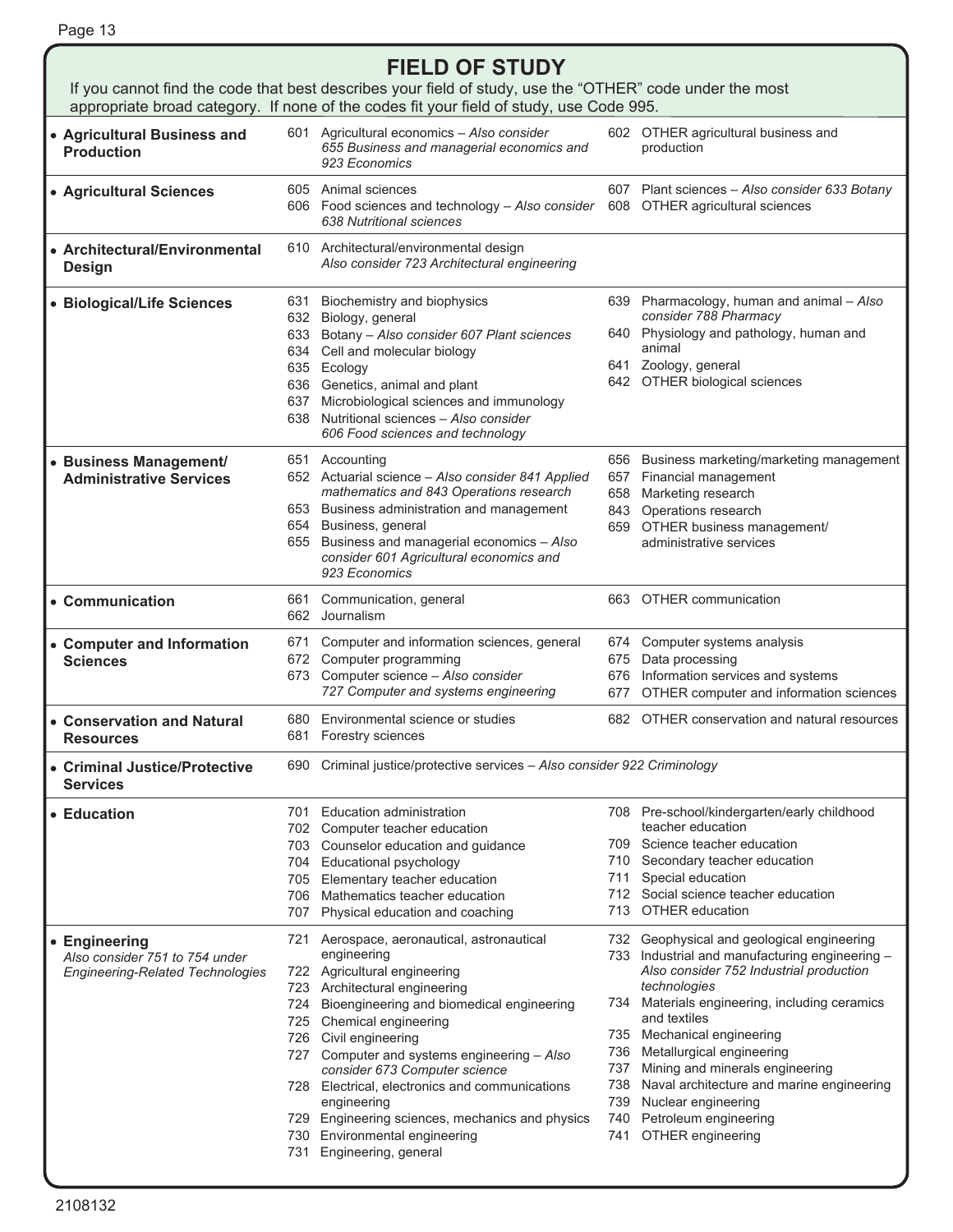# FIELD OF STUDY

If you cannot find the code that best describes your field of study, use the "OTHER" code under the most appropriate broad category. If none of the codes fit your field of study, use Code 995.

| Category | Codes | |
|---|---|---|
| • **Agricultural Business and Production** | 601 Agricultural economics – *Also consider 655 Business and managerial economics and 923 Economics* | 602 OTHER agricultural business and production |
| • **Agricultural Sciences** | 605 Animal sciences<br>606 Food sciences and technology – *Also consider 638 Nutritional sciences* | 607 Plant sciences – *Also consider 633 Botany*<br>608 OTHER agricultural sciences |
| • **Architectural/Environmental Design** | 610 Architectural/environmental design *Also consider 723 Architectural engineering* | |
| • **Biological/Life Sciences** | 631 Biochemistry and biophysics<br>632 Biology, general<br>633 Botany – *Also consider 607 Plant sciences*<br>634 Cell and molecular biology<br>635 Ecology<br>636 Genetics, animal and plant<br>637 Microbiological sciences and immunology<br>638 Nutritional sciences – *Also consider 606 Food sciences and technology* | 639 Pharmacology, human and animal – *Also consider 788 Pharmacy*<br>640 Physiology and pathology, human and animal<br>641 Zoology, general<br>642 OTHER biological sciences |
| • **Business Management/ Administrative Services** | 651 Accounting<br>652 Actuarial science – *Also consider 841 Applied mathematics and 843 Operations research*<br>653 Business administration and management<br>654 Business, general<br>655 Business and managerial economics – *Also consider 601 Agricultural economics and 923 Economics* | 656 Business marketing/marketing management<br>657 Financial management<br>658 Marketing research<br>843 Operations research<br>659 OTHER business management/ administrative services |
| • **Communication** | 661 Communication, general<br>662 Journalism | 663 OTHER communication |
| • **Computer and Information Sciences** | 671 Computer and information sciences, general<br>672 Computer programming<br>673 Computer science – *Also consider 727 Computer and systems engineering* | 674 Computer systems analysis<br>675 Data processing<br>676 Information services and systems<br>677 OTHER computer and information sciences |
| • **Conservation and Natural Resources** | 680 Environmental science or studies<br>681 Forestry sciences | 682 OTHER conservation and natural resources |
| • **Criminal Justice/Protective Services** | 690 Criminal justice/protective services – *Also consider 922 Criminology* | |
| • **Education** | 701 Education administration<br>702 Computer teacher education<br>703 Counselor education and guidance<br>704 Educational psychology<br>705 Elementary teacher education<br>706 Mathematics teacher education<br>707 Physical education and coaching | 708 Pre-school/kindergarten/early childhood teacher education<br>709 Science teacher education<br>710 Secondary teacher education<br>711 Special education<br>712 Social science teacher education<br>713 OTHER education |
| • **Engineering** *Also consider 751 to 754 under Engineering-Related Technologies* | 721 Aerospace, aeronautical, astronautical engineering<br>722 Agricultural engineering<br>723 Architectural engineering<br>724 Bioengineering and biomedical engineering<br>725 Chemical engineering<br>726 Civil engineering<br>727 Computer and systems engineering – *Also consider 673 Computer science*<br>728 Electrical, electronics and communications engineering<br>729 Engineering sciences, mechanics and physics<br>730 Environmental engineering<br>731 Engineering, general | 732 Geophysical and geological engineering<br>733 Industrial and manufacturing engineering – *Also consider 752 Industrial production technologies*<br>734 Materials engineering, including ceramics and textiles<br>735 Mechanical engineering<br>736 Metallurgical engineering<br>737 Mining and minerals engineering<br>738 Naval architecture and marine engineering<br>739 Nuclear engineering<br>740 Petroleum engineering<br>741 OTHER engineering |

2108132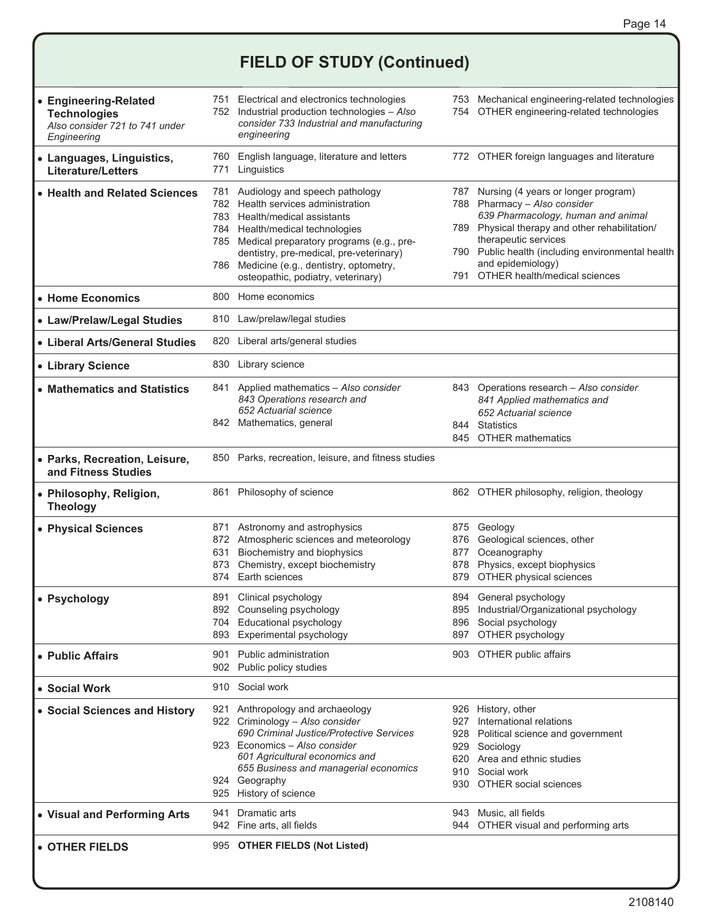# FIELD OF STUDY (Continued)

| Field | Codes | Codes |
|---|---|---|
| • **Engineering-Related Technologies** *Also consider 721 to 741 under Engineering* | 751 Electrical and electronics technologies<br>752 Industrial production technologies – *Also consider 733 Industrial and manufacturing engineering* | 753 Mechanical engineering-related technologies<br>754 OTHER engineering-related technologies |
| • **Languages, Linguistics, Literature/Letters** | 760 English language, literature and letters<br>771 Linguistics | 772 OTHER foreign languages and literature |
| • **Health and Related Sciences** | 781 Audiology and speech pathology<br>782 Health services administration<br>783 Health/medical assistants<br>784 Health/medical technologies<br>785 Medical preparatory programs (e.g., pre-dentistry, pre-medical, pre-veterinary)<br>786 Medicine (e.g., dentistry, optometry, osteopathic, podiatry, veterinary) | 787 Nursing (4 years or longer program)<br>788 Pharmacy – *Also consider 639 Pharmacology, human and animal*<br>789 Physical therapy and other rehabilitation/therapeutic services<br>790 Public health (including environmental health and epidemiology)<br>791 OTHER health/medical sciences |
| • **Home Economics** | 800 Home economics | |
| • **Law/Prelaw/Legal Studies** | 810 Law/prelaw/legal studies | |
| • **Liberal Arts/General Studies** | 820 Liberal arts/general studies | |
| • **Library Science** | 830 Library science | |
| • **Mathematics and Statistics** | 841 Applied mathematics – *Also consider 843 Operations research and 652 Actuarial science*<br>842 Mathematics, general | 843 Operations research – *Also consider 841 Applied mathematics and 652 Actuarial science*<br>844 Statistics<br>845 OTHER mathematics |
| • **Parks, Recreation, Leisure, and Fitness Studies** | 850 Parks, recreation, leisure, and fitness studies | |
| • **Philosophy, Religion, Theology** | 861 Philosophy of science | 862 OTHER philosophy, religion, theology |
| • **Physical Sciences** | 871 Astronomy and astrophysics<br>872 Atmospheric sciences and meteorology<br>631 Biochemistry and biophysics<br>873 Chemistry, except biochemistry<br>874 Earth sciences | 875 Geology<br>876 Geological sciences, other<br>877 Oceanography<br>878 Physics, except biophysics<br>879 OTHER physical sciences |
| • **Psychology** | 891 Clinical psychology<br>892 Counseling psychology<br>704 Educational psychology<br>893 Experimental psychology | 894 General psychology<br>895 Industrial/Organizational psychology<br>896 Social psychology<br>897 OTHER psychology |
| • **Public Affairs** | 901 Public administration<br>902 Public policy studies | 903 OTHER public affairs |
| • **Social Work** | 910 Social work | |
| • **Social Sciences and History** | 921 Anthropology and archaeology<br>922 Criminology – *Also consider 690 Criminal Justice/Protective Services*<br>923 Economics – *Also consider 601 Agricultural economics and 655 Business and managerial economics*<br>924 Geography<br>925 History of science | 926 History, other<br>927 International relations<br>928 Political science and government<br>929 Sociology<br>620 Area and ethnic studies<br>910 Social work<br>930 OTHER social sciences |
| • **Visual and Performing Arts** | 941 Dramatic arts<br>942 Fine arts, all fields | 943 Music, all fields<br>944 OTHER visual and performing arts |
| • **OTHER FIELDS** | 995 **OTHER FIELDS (Not Listed)** | |

2108140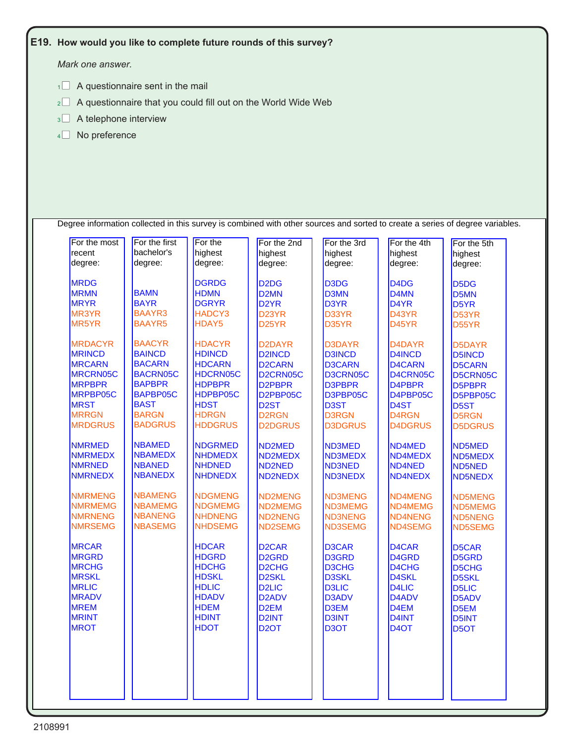**E19. How would you like to complete future rounds of this survey?**

*Mark one answer.*

1☐ A questionnaire sent in the mail
2☐ A questionnaire that you could fill out on the World Wide Web
3☐ A telephone interview
4☐ No preference

Degree information collected in this survey is combined with other sources and sorted to create a series of degree variables.

| For the most recent degree: | For the first bachelor's degree: | For the highest degree: | For the 2nd highest degree: | For the 3rd highest degree: | For the 4th highest degree: | For the 5th highest degree: |
|---|---|---|---|---|---|---|
| MRDG | | DGRDG | D2DG | D3DG | D4DG | D5DG |
| MRMN | BAMN | HDMN | D2MN | D3MN | D4MN | D5MN |
| MRYR | BAYR | DGRYR | D2YR | D3YR | D4YR | D5YR |
| MR3YR | BAAYR3 | HADCY3 | D23YR | D33YR | D43YR | D53YR |
| MR5YR | BAAYR5 | HDAY5 | D25YR | D35YR | D45YR | D55YR |
| MRDACYR | BAACYR | HDACYR | D2DAYR | D3DAYR | D4DAYR | D5DAYR |
| MRINCD | BAINCD | HDINCD | D2INCD | D3INCD | D4INCD | D5INCD |
| MRCARN | BACARN | HDCARN | D2CARN | D3CARN | D4CARN | D5CARN |
| MRCRN05C | BACRN05C | HDCRN05C | D2CRN05C | D3CRN05C | D4CRN05C | D5CRN05C |
| MRPBPR | BAPBPR | HDPBPR | D2PBPR | D3PBPR | D4PBPR | D5PBPR |
| MRPBP05C | BAPBP05C | HDPBP05C | D2PBP05C | D3PBP05C | D4PBP05C | D5PBP05C |
| MRST | BAST | HDST | D2ST | D3ST | D4ST | D5ST |
| MRRGN | BARGN | HDRGN | D2RGN | D3RGN | D4RGN | D5RGN |
| MRDGRUS | BADGRUS | HDDGRUS | D2DGRUS | D3DGRUS | D4DGRUS | D5DGRUS |
| NMRMED | NBAMED | NDGRMED | ND2MED | ND3MED | ND4MED | ND5MED |
| NMRMEDX | NBAMEDX | NHDMEDX | ND2MEDX | ND3MEDX | ND4MEDX | ND5MEDX |
| NMRNED | NBANED | NHDNED | ND2NED | ND3NED | ND4NED | ND5NED |
| NMRNEDX | NBANEDX | NHDNEDX | ND2NEDX | ND3NEDX | ND4NEDX | ND5NEDX |
| NMRMENG | NBAMENG | NDGMENG | ND2MENG | ND3MENG | ND4MENG | ND5MENG |
| NMRMEMG | NBAMEMG | NDGMEMG | ND2MEMG | ND3MEMG | ND4MEMG | ND5MEMG |
| NMRNENG | NBANENG | NHDNENG | ND2NENG | ND3NENG | ND4NENG | ND5NENG |
| NMRSEMG | NBASEMG | NHDSEMG | ND2SEMG | ND3SEMG | ND4SEMG | ND5SEMG |
| MRCAR | | HDCAR | D2CAR | D3CAR | D4CAR | D5CAR |
| MRGRD | | HDGRD | D2GRD | D3GRD | D4GRD | D5GRD |
| MRCHG | | HDCHG | D2CHG | D3CHG | D4CHG | D5CHG |
| MRSKL | | HDSKL | D2SKL | D3SKL | D4SKL | D5SKL |
| MRLIC | | HDLIC | D2LIC | D3LIC | D4LIC | D5LIC |
| MRADV | | HDADV | D2ADV | D3ADV | D4ADV | D5ADV |
| MREM | | HDEM | D2EM | D3EM | D4EM | D5EM |
| MRINT | | HDINT | D2INT | D3INT | D4INT | D5INT |
| MROT | | HDOT | D2OT | D3OT | D4OT | D5OT |

2108991